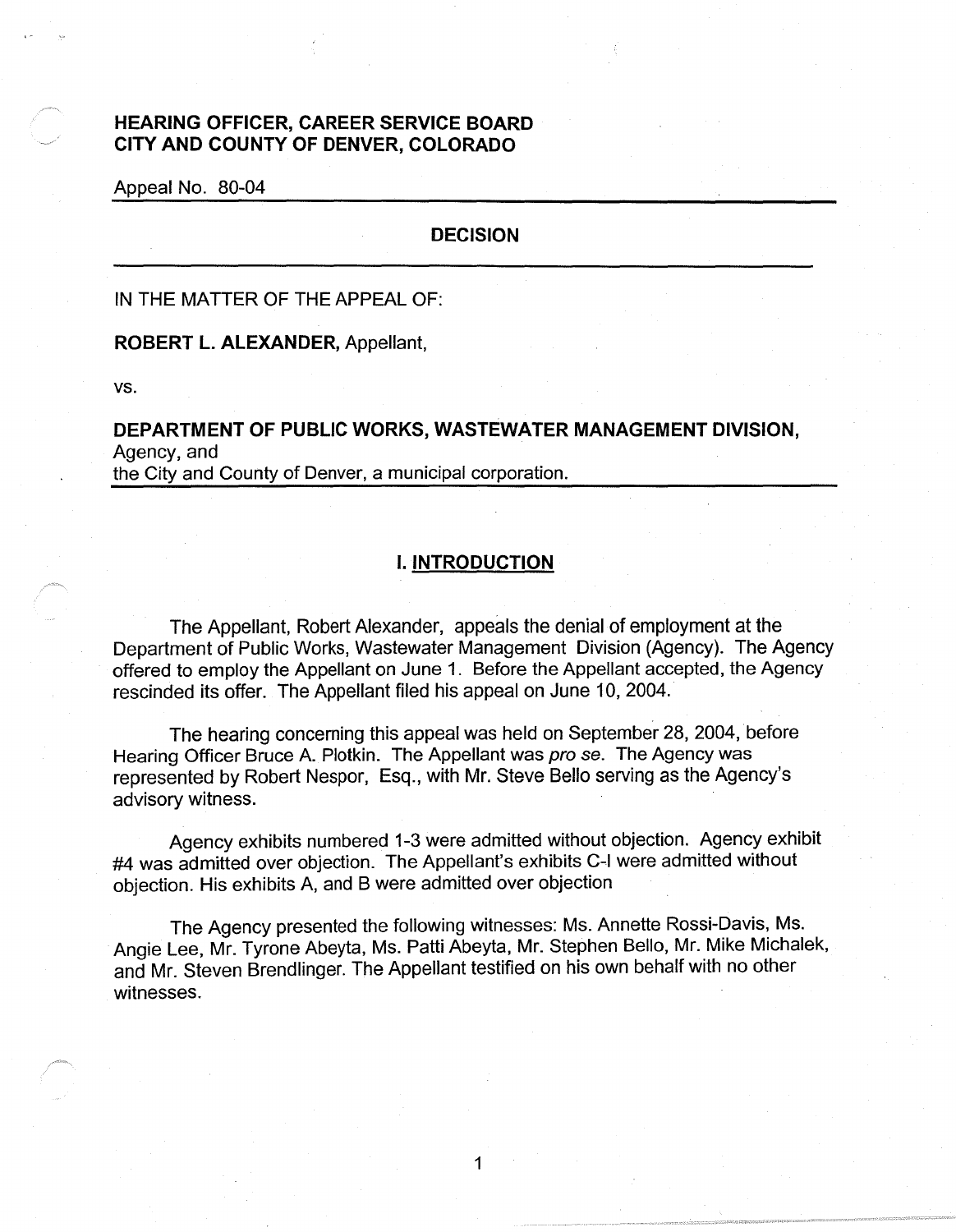**HEARING OFFICER, CAREER SERVICE BOARD**
**CITY AND COUNTY OF DENVER, COLORADO**

Appeal No. 80-04

---

**DECISION**

---

IN THE MATTER OF THE APPEAL OF:

**ROBERT L. ALEXANDER,** Appellant,

vs.

**DEPARTMENT OF PUBLIC WORKS, WASTEWATER MANAGEMENT DIVISION,** Agency, and
the City and County of Denver, a municipal corporation.

---

## I. INTRODUCTION

The Appellant, Robert Alexander, appeals the denial of employment at the Department of Public Works, Wastewater Management Division (Agency). The Agency offered to employ the Appellant on June 1. Before the Appellant accepted, the Agency rescinded its offer. The Appellant filed his appeal on June 10, 2004.

The hearing concerning this appeal was held on September 28, 2004, before Hearing Officer Bruce A. Plotkin. The Appellant was *pro se*. The Agency was represented by Robert Nespor, Esq., with Mr. Steve Bello serving as the Agency's advisory witness.

Agency exhibits numbered 1-3 were admitted without objection. Agency exhibit #4 was admitted over objection. The Appellant's exhibits C-I were admitted without objection. His exhibits A, and B were admitted over objection

The Agency presented the following witnesses: Ms. Annette Rossi-Davis, Ms. Angie Lee, Mr. Tyrone Abeyta, Ms. Patti Abeyta, Mr. Stephen Bello, Mr. Mike Michalek, and Mr. Steven Brendlinger. The Appellant testified on his own behalf with no other witnesses.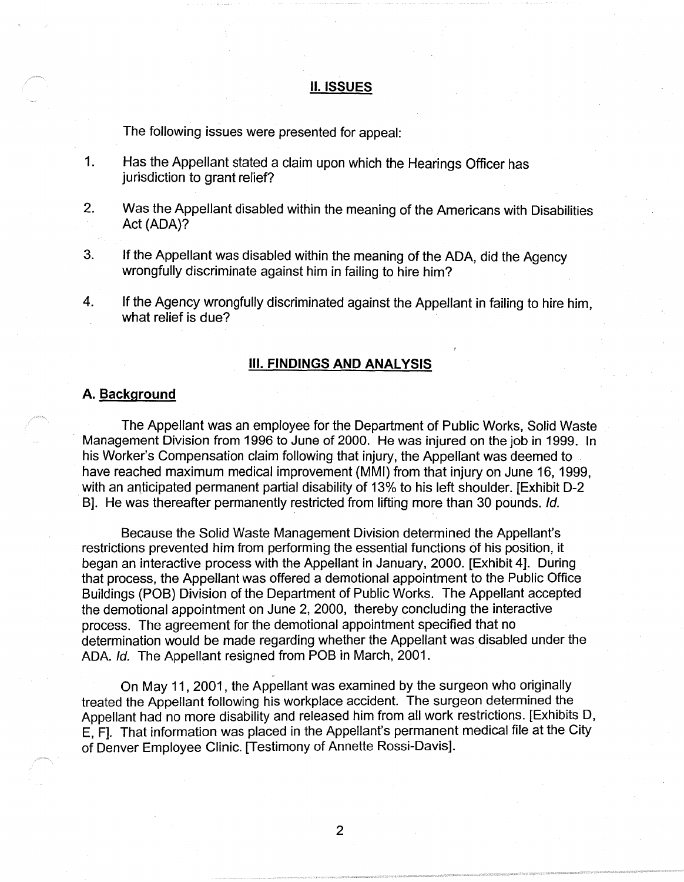## II. ISSUES

The following issues were presented for appeal:

1. Has the Appellant stated a claim upon which the Hearings Officer has jurisdiction to grant relief?

2. Was the Appellant disabled within the meaning of the Americans with Disabilities Act (ADA)?

3. If the Appellant was disabled within the meaning of the ADA, did the Agency wrongfully discriminate against him in failing to hire him?

4. If the Agency wrongfully discriminated against the Appellant in failing to hire him, what relief is due?

## III. FINDINGS AND ANALYSIS

### A. Background

The Appellant was an employee for the Department of Public Works, Solid Waste Management Division from 1996 to June of 2000. He was injured on the job in 1999. In his Worker's Compensation claim following that injury, the Appellant was deemed to have reached maximum medical improvement (MMI) from that injury on June 16, 1999, with an anticipated permanent partial disability of 13% to his left shoulder. [Exhibit D-2 B]. He was thereafter permanently restricted from lifting more than 30 pounds. *Id.*

Because the Solid Waste Management Division determined the Appellant's restrictions prevented him from performing the essential functions of his position, it began an interactive process with the Appellant in January, 2000. [Exhibit 4]. During that process, the Appellant was offered a demotional appointment to the Public Office Buildings (POB) Division of the Department of Public Works. The Appellant accepted the demotional appointment on June 2, 2000, thereby concluding the interactive process. The agreement for the demotional appointment specified that no determination would be made regarding whether the Appellant was disabled under the ADA. *Id.* The Appellant resigned from POB in March, 2001.

On May 11, 2001, the Appellant was examined by the surgeon who originally treated the Appellant following his workplace accident. The surgeon determined the Appellant had no more disability and released him from all work restrictions. [Exhibits D, E, F]. That information was placed in the Appellant's permanent medical file at the City of Denver Employee Clinic. [Testimony of Annette Rossi-Davis].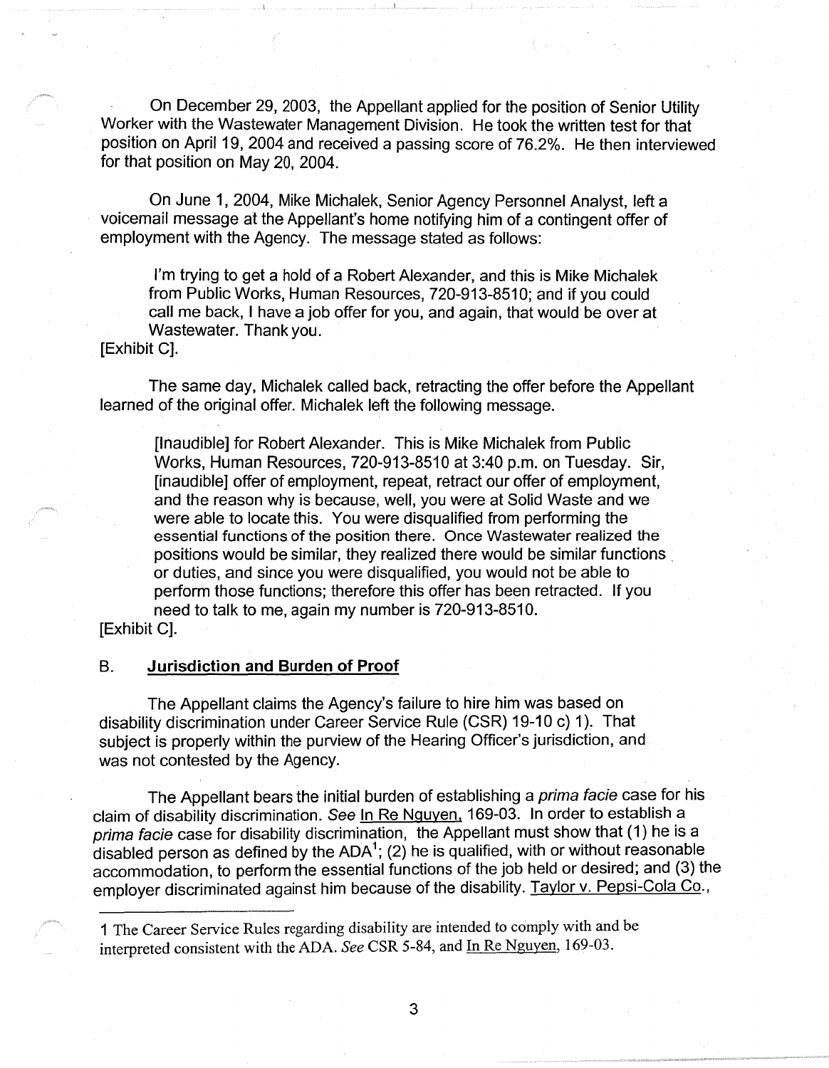On December 29, 2003, the Appellant applied for the position of Senior Utility Worker with the Wastewater Management Division. He took the written test for that position on April 19, 2004 and received a passing score of 76.2%. He then interviewed for that position on May 20, 2004.

On June 1, 2004, Mike Michalek, Senior Agency Personnel Analyst, left a voicemail message at the Appellant's home notifying him of a contingent offer of employment with the Agency. The message stated as follows:

> I'm trying to get a hold of a Robert Alexander, and this is Mike Michalek from Public Works, Human Resources, 720-913-8510; and if you could call me back, I have a job offer for you, and again, that would be over at Wastewater. Thank you.

[Exhibit C].

The same day, Michalek called back, retracting the offer before the Appellant learned of the original offer. Michalek left the following message.

> [Inaudible] for Robert Alexander. This is Mike Michalek from Public Works, Human Resources, 720-913-8510 at 3:40 p.m. on Tuesday. Sir, [inaudible] offer of employment, repeat, retract our offer of employment, and the reason why is because, well, you were at Solid Waste and we were able to locate this. You were disqualified from performing the essential functions of the position there. Once Wastewater realized the positions would be similar, they realized there would be similar functions or duties, and since you were disqualified, you would not be able to perform those functions; therefore this offer has been retracted. If you need to talk to me, again my number is 720-913-8510.

[Exhibit C].

## B. **Jurisdiction and Burden of Proof**

The Appellant claims the Agency's failure to hire him was based on disability discrimination under Career Service Rule (CSR) 19-10 c) 1). That subject is properly within the purview of the Hearing Officer's jurisdiction, and was not contested by the Agency.

The Appellant bears the initial burden of establishing a *prima facie* case for his claim of disability discrimination. *See* In Re Nguyen, 169-03. In order to establish a *prima facie* case for disability discrimination, the Appellant must show that (1) he is a disabled person as defined by the ADA[1]; (2) he is qualified, with or without reasonable accommodation, to perform the essential functions of the job held or desired; and (3) the employer discriminated against him because of the disability. Taylor v. Pepsi-Cola Co.,

---

1 The Career Service Rules regarding disability are intended to comply with and be interpreted consistent with the ADA. *See* CSR 5-84, and In Re Nguyen, 169-03.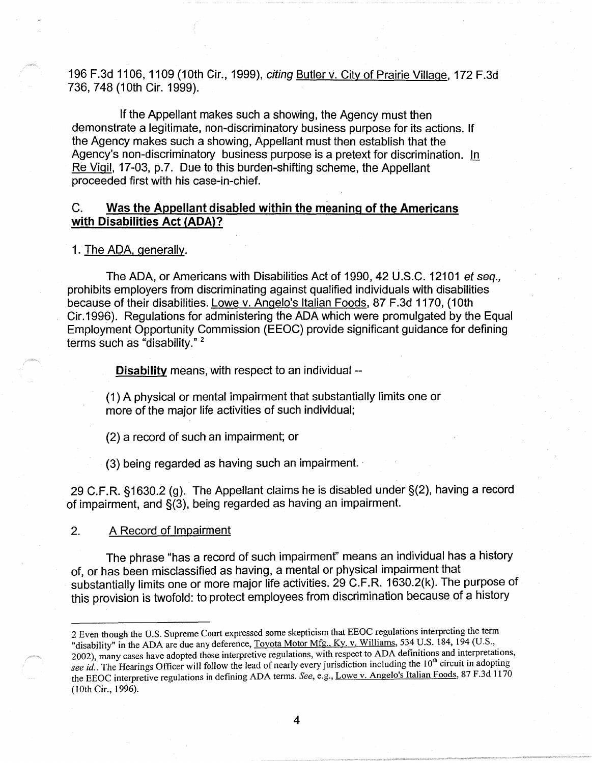196 F.3d 1106, 1109 (10th Cir., 1999), *citing* Butler v. City of Prairie Village, 172 F.3d 736, 748 (10th Cir. 1999).

If the Appellant makes such a showing, the Agency must then demonstrate a legitimate, non-discriminatory business purpose for its actions. If the Agency makes such a showing, Appellant must then establish that the Agency's non-discriminatory business purpose is a pretext for discrimination. In Re Vigil, 17-03, p.7. Due to this burden-shifting scheme, the Appellant proceeded first with his case-in-chief.

### C. **Was the Appellant disabled within the meaning of the Americans with Disabilities Act (ADA)?**

1. The ADA, generally.

The ADA, or Americans with Disabilities Act of 1990, 42 U.S.C. 12101 *et seq.*, prohibits employers from discriminating against qualified individuals with disabilities because of their disabilities. Lowe v. Angelo's Italian Foods, 87 F.3d 1170, (10th Cir.1996). Regulations for administering the ADA which were promulgated by the Equal Employment Opportunity Commission (EEOC) provide significant guidance for defining terms such as "disability." [2]

> **Disability** means, with respect to an individual --
>
> (1) A physical or mental impairment that substantially limits one or more of the major life activities of such individual;
>
> (2) a record of such an impairment; or
>
> (3) being regarded as having such an impairment.

29 C.F.R. §1630.2 (g). The Appellant claims he is disabled under §(2), having a record of impairment, and §(3), being regarded as having an impairment.

2. A Record of Impairment

The phrase "has a record of such impairment" means an individual has a history of, or has been misclassified as having, a mental or physical impairment that substantially limits one or more major life activities. 29 C.F.R. 1630.2(k). The purpose of this provision is twofold: to protect employees from discrimination because of a history

---

2 Even though the U.S. Supreme Court expressed some skepticism that EEOC regulations interpreting the term "disability" in the ADA are due any deference, Toyota Motor Mfg., Ky. v. Williams, 534 U.S. 184, 194 (U.S., 2002), many cases have adopted those interpretive regulations, with respect to ADA definitions and interpretations, *see id.*. The Hearings Officer will follow the lead of nearly every jurisdiction including the 10th circuit in adopting the EEOC interpretive regulations in defining ADA terms. *See*, e.g., Lowe v. Angelo's Italian Foods, 87 F.3d 1170 (10th Cir., 1996).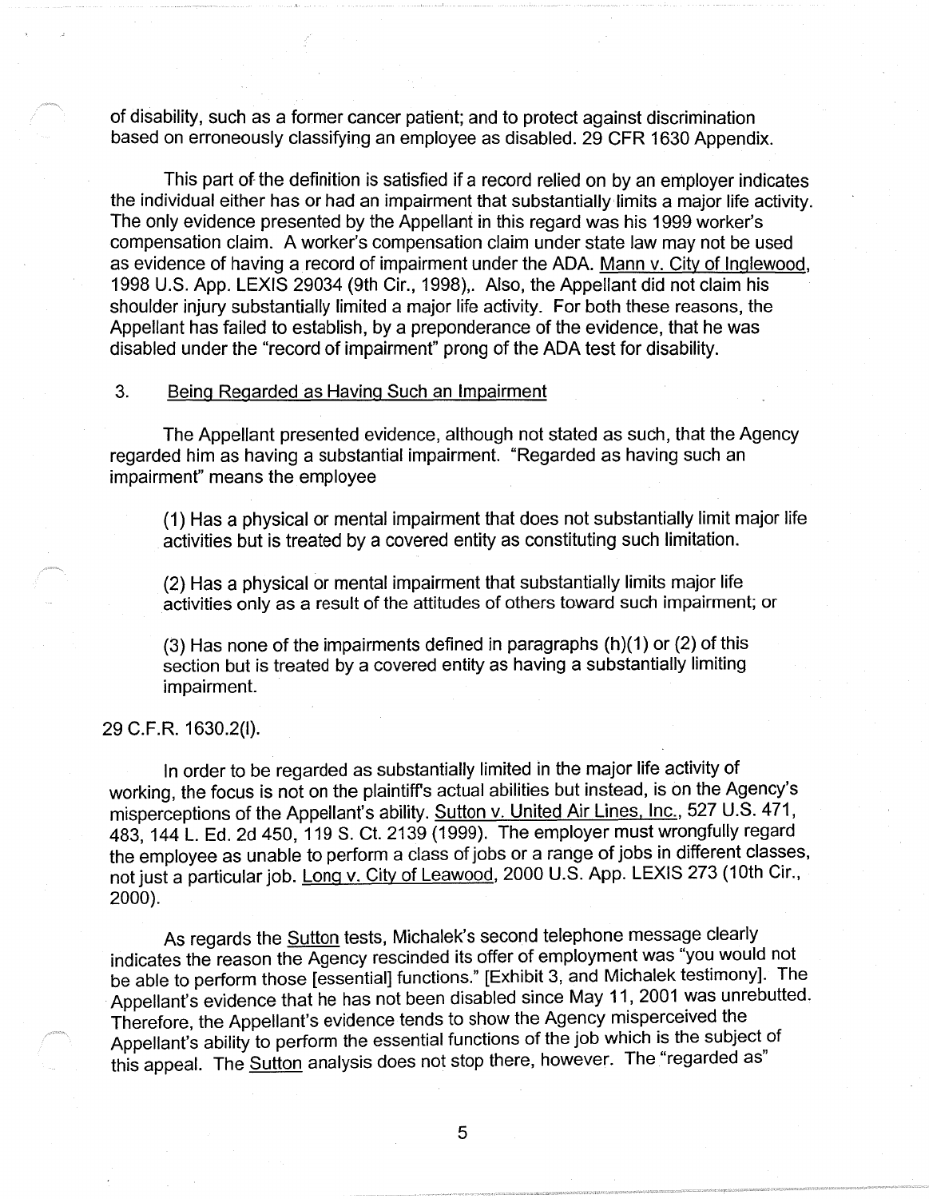of disability, such as a former cancer patient; and to protect against discrimination based on erroneously classifying an employee as disabled. 29 CFR 1630 Appendix.

This part of the definition is satisfied if a record relied on by an employer indicates the individual either has or had an impairment that substantially limits a major life activity. The only evidence presented by the Appellant in this regard was his 1999 worker's compensation claim. A worker's compensation claim under state law may not be used as evidence of having a record of impairment under the ADA. Mann v. City of Inglewood, 1998 U.S. App. LEXIS 29034 (9th Cir., 1998),. Also, the Appellant did not claim his shoulder injury substantially limited a major life activity. For both these reasons, the Appellant has failed to establish, by a preponderance of the evidence, that he was disabled under the "record of impairment" prong of the ADA test for disability.

3. Being Regarded as Having Such an Impairment

The Appellant presented evidence, although not stated as such, that the Agency regarded him as having a substantial impairment. "Regarded as having such an impairment" means the employee

> (1) Has a physical or mental impairment that does not substantially limit major life activities but is treated by a covered entity as constituting such limitation.
>
> (2) Has a physical or mental impairment that substantially limits major life activities only as a result of the attitudes of others toward such impairment; or
>
> (3) Has none of the impairments defined in paragraphs (h)(1) or (2) of this section but is treated by a covered entity as having a substantially limiting impairment.

29 C.F.R. 1630.2(l).

In order to be regarded as substantially limited in the major life activity of working, the focus is not on the plaintiff's actual abilities but instead, is on the Agency's misperceptions of the Appellant's ability. Sutton v. United Air Lines, Inc., 527 U.S. 471, 483, 144 L. Ed. 2d 450, 119 S. Ct. 2139 (1999). The employer must wrongfully regard the employee as unable to perform a class of jobs or a range of jobs in different classes, not just a particular job. Long v. City of Leawood, 2000 U.S. App. LEXIS 273 (10th Cir., 2000).

As regards the Sutton tests, Michalek's second telephone message clearly indicates the reason the Agency rescinded its offer of employment was "you would not be able to perform those [essential] functions." [Exhibit 3, and Michalek testimony]. The Appellant's evidence that he has not been disabled since May 11, 2001 was unrebutted. Therefore, the Appellant's evidence tends to show the Agency misperceived the Appellant's ability to perform the essential functions of the job which is the subject of this appeal. The Sutton analysis does not stop there, however. The "regarded as"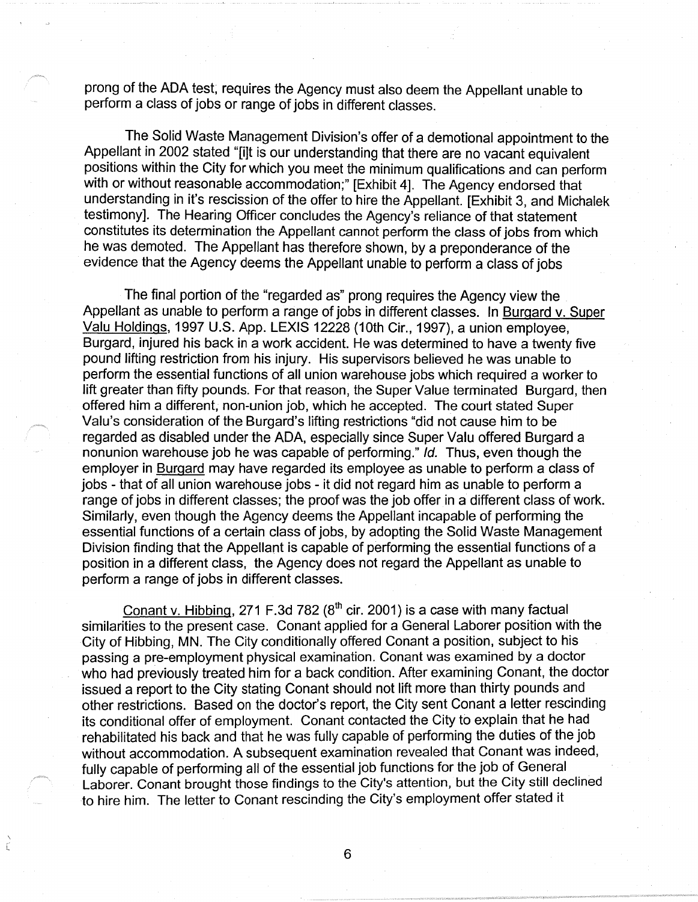prong of the ADA test, requires the Agency must also deem the Appellant unable to perform a class of jobs or range of jobs in different classes.

The Solid Waste Management Division's offer of a demotional appointment to the Appellant in 2002 stated "[i]t is our understanding that there are no vacant equivalent positions within the City for which you meet the minimum qualifications and can perform with or without reasonable accommodation;" [Exhibit 4]. The Agency endorsed that understanding in it's rescission of the offer to hire the Appellant. [Exhibit 3, and Michalek testimony]. The Hearing Officer concludes the Agency's reliance of that statement constitutes its determination the Appellant cannot perform the class of jobs from which he was demoted. The Appellant has therefore shown, by a preponderance of the evidence that the Agency deems the Appellant unable to perform a class of jobs

The final portion of the "regarded as" prong requires the Agency view the Appellant as unable to perform a range of jobs in different classes. In Burgard v. Super Valu Holdings, 1997 U.S. App. LEXIS 12228 (10th Cir., 1997), a union employee, Burgard, injured his back in a work accident. He was determined to have a twenty five pound lifting restriction from his injury. His supervisors believed he was unable to perform the essential functions of all union warehouse jobs which required a worker to lift greater than fifty pounds. For that reason, the Super Value terminated Burgard, then offered him a different, non-union job, which he accepted. The court stated Super Valu's consideration of the Burgard's lifting restrictions "did not cause him to be regarded as disabled under the ADA, especially since Super Valu offered Burgard a nonunion warehouse job he was capable of performing." *Id.* Thus, even though the employer in Burgard may have regarded its employee as unable to perform a class of jobs - that of all union warehouse jobs - it did not regard him as unable to perform a range of jobs in different classes; the proof was the job offer in a different class of work. Similarly, even though the Agency deems the Appellant incapable of performing the essential functions of a certain class of jobs, by adopting the Solid Waste Management Division finding that the Appellant is capable of performing the essential functions of a position in a different class, the Agency does not regard the Appellant as unable to perform a range of jobs in different classes.

Conant v. Hibbing, 271 F.3d 782 (8th cir. 2001) is a case with many factual similarities to the present case. Conant applied for a General Laborer position with the City of Hibbing, MN. The City conditionally offered Conant a position, subject to his passing a pre-employment physical examination. Conant was examined by a doctor who had previously treated him for a back condition. After examining Conant, the doctor issued a report to the City stating Conant should not lift more than thirty pounds and other restrictions. Based on the doctor's report, the City sent Conant a letter rescinding its conditional offer of employment. Conant contacted the City to explain that he had rehabilitated his back and that he was fully capable of performing the duties of the job without accommodation. A subsequent examination revealed that Conant was indeed, fully capable of performing all of the essential job functions for the job of General Laborer. Conant brought those findings to the City's attention, but the City still declined to hire him. The letter to Conant rescinding the City's employment offer stated it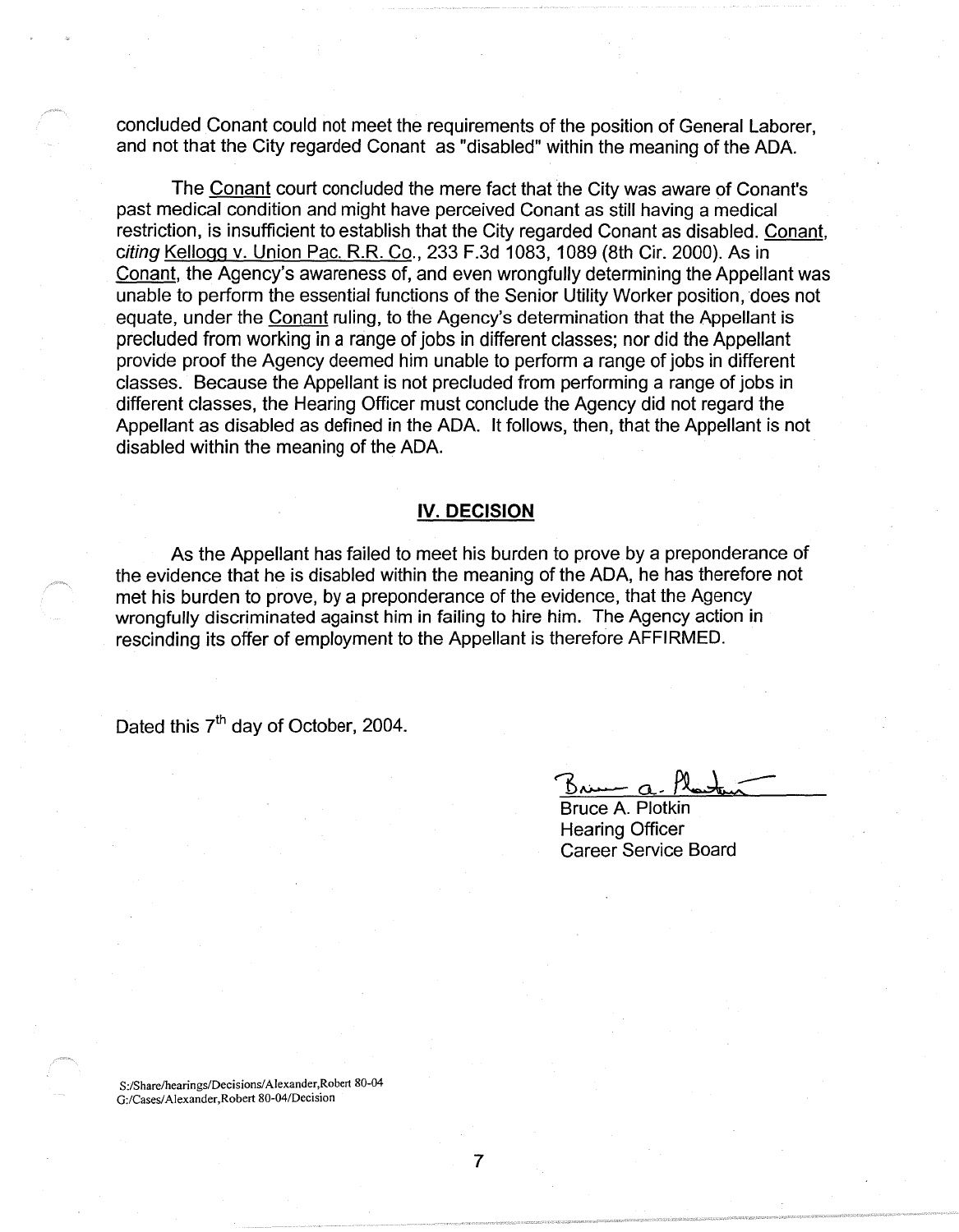concluded Conant could not meet the requirements of the position of General Laborer, and not that the City regarded Conant as "disabled" within the meaning of the ADA.

The Conant court concluded the mere fact that the City was aware of Conant's past medical condition and might have perceived Conant as still having a medical restriction, is insufficient to establish that the City regarded Conant as disabled. Conant, *citing* Kellogg v. Union Pac. R.R. Co., 233 F.3d 1083, 1089 (8th Cir. 2000). As in Conant, the Agency's awareness of, and even wrongfully determining the Appellant was unable to perform the essential functions of the Senior Utility Worker position, does not equate, under the Conant ruling, to the Agency's determination that the Appellant is precluded from working in a range of jobs in different classes; nor did the Appellant provide proof the Agency deemed him unable to perform a range of jobs in different classes. Because the Appellant is not precluded from performing a range of jobs in different classes, the Hearing Officer must conclude the Agency did not regard the Appellant as disabled as defined in the ADA. It follows, then, that the Appellant is not disabled within the meaning of the ADA.

## IV. DECISION

As the Appellant has failed to meet his burden to prove by a preponderance of the evidence that he is disabled within the meaning of the ADA, he has therefore not met his burden to prove, by a preponderance of the evidence, that the Agency wrongfully discriminated against him in failing to hire him. The Agency action in rescinding its offer of employment to the Appellant is therefore AFFIRMED.

Dated this 7th day of October, 2004.

Bruce A. Plotkin
Hearing Officer
Career Service Board

S:/Share/hearings/Decisions/Alexander,Robert 80-04
G:/Cases/Alexander,Robert 80-04/Decision